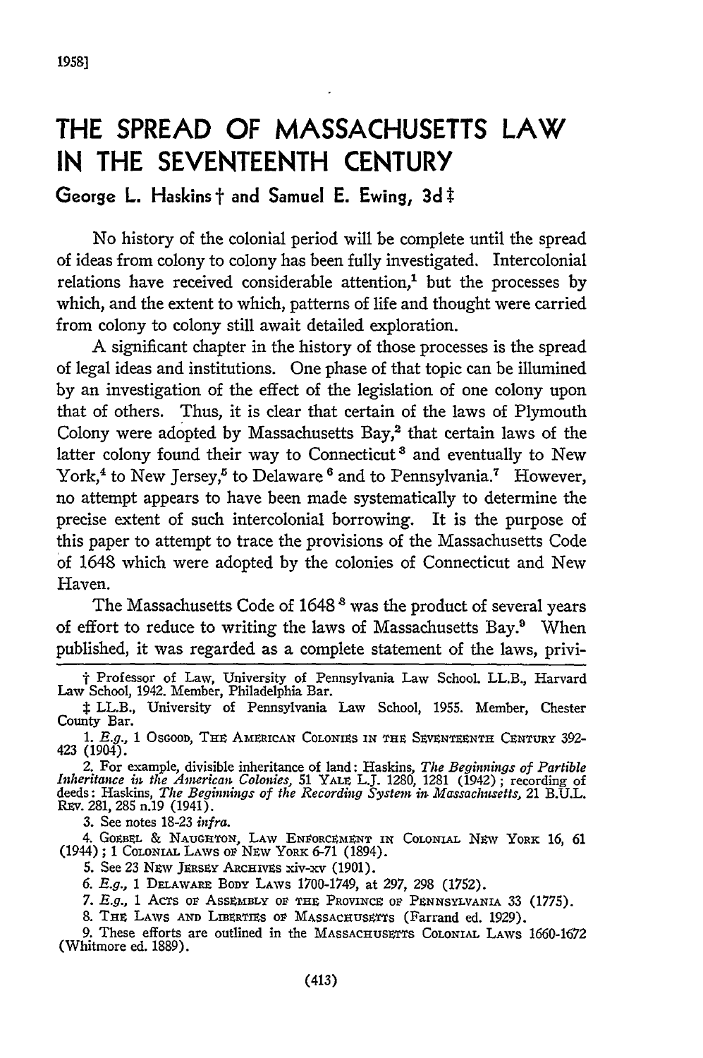# THE SPREAD OF MASSACHUSETTS LAW IN THE SEVENTEENTH CENTURY

George L. Haskins † and Samuel E. Ewing, 3d ‡

No history of the colonial period will be complete until the spread of ideas from colony to colony has been fully investigated. Intercolonial relations have received considerable attention,[1] but the processes by which, and the extent to which, patterns of life and thought were carried from colony to colony still await detailed exploration.

A significant chapter in the history of those processes is the spread of legal ideas and institutions. One phase of that topic can be illumined by an investigation of the effect of the legislation of one colony upon that of others. Thus, it is clear that certain of the laws of Plymouth Colony were adopted by Massachusetts Bay,[2] that certain laws of the latter colony found their way to Connecticut[3] and eventually to New York,[4] to New Jersey,[5] to Delaware[6] and to Pennsylvania.[7] However, no attempt appears to have been made systematically to determine the precise extent of such intercolonial borrowing. It is the purpose of this paper to attempt to trace the provisions of the Massachusetts Code of 1648 which were adopted by the colonies of Connecticut and New Haven.

The Massachusetts Code of 1648[8] was the product of several years of effort to reduce to writing the laws of Massachusetts Bay.[9] When published, it was regarded as a complete statement of the laws, privi-

---

† Professor of Law, University of Pennsylvania Law School. LL.B., Harvard Law School, 1942. Member, Philadelphia Bar.

‡ LL.B., University of Pennsylvania Law School, 1955. Member, Chester County Bar.

1. *E.g.*, 1 Osgood, The American Colonies in the Seventeenth Century 392-423 (1904).

2. For example, divisible inheritance of land: Haskins, *The Beginnings of Partible Inheritance in the American Colonies*, 51 Yale L.J. 1280, 1281 (1942); recording of deeds: Haskins, *The Beginnings of the Recording System in Massachusetts*, 21 B.U.L. Rev. 281, 285 n.19 (1941).

3. See notes 18-23 *infra*.

4. Goebel & Naughton, Law Enforcement in Colonial New York 16, 61 (1944); 1 Colonial Laws of New York 6-71 (1894).

5. See 23 New Jersey Archives xiv-xv (1901).

6. *E.g.*, 1 Delaware Body Laws 1700-1749, at 297, 298 (1752).

7. *E.g.*, 1 Acts of Assembly of the Province of Pennsylvania 33 (1775).

8. The Laws and Liberties of Massachusetts (Farrand ed. 1929).

9. These efforts are outlined in the Massachusetts Colonial Laws 1660-1672 (Whitmore ed. 1889).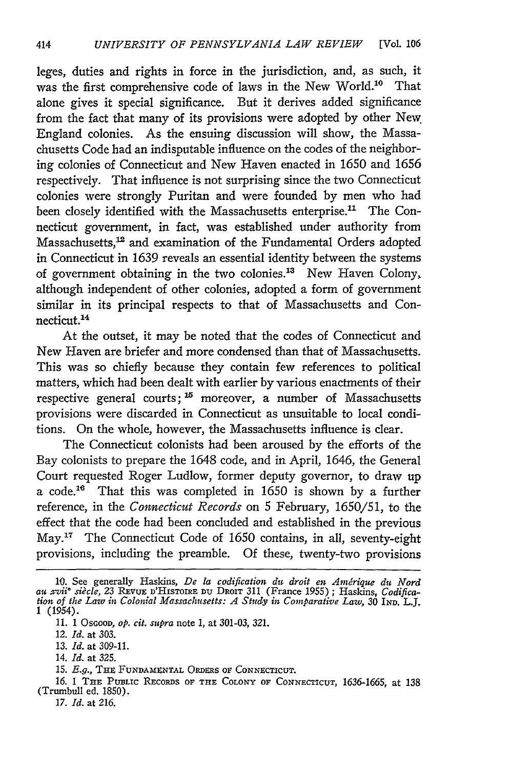leges, duties and rights in force in the jurisdiction, and, as such, it was the first comprehensive code of laws in the New World.[10] That alone gives it special significance. But it derives added significance from the fact that many of its provisions were adopted by other New England colonies. As the ensuing discussion will show, the Massachusetts Code had an indisputable influence on the codes of the neighboring colonies of Connecticut and New Haven enacted in 1650 and 1656 respectively. That influence is not surprising since the two Connecticut colonies were strongly Puritan and were founded by men who had been closely identified with the Massachusetts enterprise.[11] The Connecticut government, in fact, was established under authority from Massachusetts,[12] and examination of the Fundamental Orders adopted in Connecticut in 1639 reveals an essential identity between the systems of government obtaining in the two colonies.[13] New Haven Colony, although independent of other colonies, adopted a form of government similar in its principal respects to that of Massachusetts and Connecticut.[14]

At the outset, it may be noted that the codes of Connecticut and New Haven are briefer and more condensed than that of Massachusetts. This was so chiefly because they contain few references to political matters, which had been dealt with earlier by various enactments of their respective general courts;[15] moreover, a number of Massachusetts provisions were discarded in Connecticut as unsuitable to local conditions. On the whole, however, the Massachusetts influence is clear.

The Connecticut colonists had been aroused by the efforts of the Bay colonists to prepare the 1648 code, and in April, 1646, the General Court requested Roger Ludlow, former deputy governor, to draw up a code.[16] That this was completed in 1650 is shown by a further reference, in the *Connecticut Records* on 5 February, 1650/51, to the effect that the code had been concluded and established in the previous May.[17] The Connecticut Code of 1650 contains, in all, seventy-eight provisions, including the preamble. Of these, twenty-two provisions

---

10. See generally Haskins, *De la codification du droit en Amérique du Nord au xvii^e^ siècle*, 23 Revue d'Histoire du Droit 311 (France 1955); Haskins, *Codification of the Law in Colonial Massachusetts: A Study in Comparative Law*, 30 Ind. L.J. 1 (1954).

11. 1 Osgood, *op. cit. supra* note 1, at 301-03, 321.

12. *Id.* at 303.

13. *Id.* at 309-11.

14. *Id.* at 325.

15. *E.g.*, The Fundamental Orders of Connecticut.

16. 1 The Public Records of the Colony of Connecticut, 1636-1665, at 138 (Trumbull ed. 1850).

17. *Id.* at 216.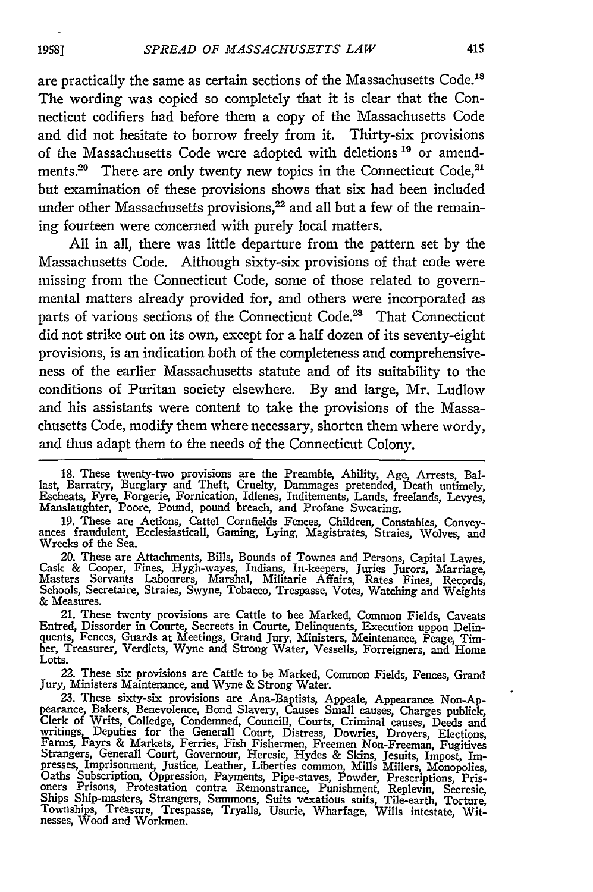are practically the same as certain sections of the Massachusetts Code.[18] The wording was copied so completely that it is clear that the Connecticut codifiers had before them a copy of the Massachusetts Code and did not hesitate to borrow freely from it. Thirty-six provisions of the Massachusetts Code were adopted with deletions [19] or amendments.[20] There are only twenty new topics in the Connecticut Code,[21] but examination of these provisions shows that six had been included under other Massachusetts provisions,[22] and all but a few of the remaining fourteen were concerned with purely local matters.

All in all, there was little departure from the pattern set by the Massachusetts Code. Although sixty-six provisions of that code were missing from the Connecticut Code, some of those related to governmental matters already provided for, and others were incorporated as parts of various sections of the Connecticut Code.[23] That Connecticut did not strike out on its own, except for a half dozen of its seventy-eight provisions, is an indication both of the completeness and comprehensiveness of the earlier Massachusetts statute and of its suitability to the conditions of Puritan society elsewhere. By and large, Mr. Ludlow and his assistants were content to take the provisions of the Massachusetts Code, modify them where necessary, shorten them where wordy, and thus adapt them to the needs of the Connecticut Colony.

---

18. These twenty-two provisions are the Preamble, Ability, Age, Arrests, Ballast, Barratry, Burglary and Theft, Cruelty, Dammages pretended, Death untimely, Escheats, Fyre, Forgerie, Fornication, Idlenes, Inditements, Lands, freelands, Levyes, Manslaughter, Poore, Pound, pound breach, and Profane Swearing.

19. These are Actions, Cattel Cornfields Fences, Children, Constables, Conveyances fraudulent, Ecclesiasticall, Gaming, Lying, Magistrates, Straies, Wolves, and Wrecks of the Sea.

20. These are Attachments, Bills, Bounds of Townes and Persons, Capital Lawes, Cask & Cooper, Fines, Hygh-wayes, Indians, In-keepers, Juries Jurors, Marriage, Masters Servants Labourers, Marshal, Militarie Affairs, Rates Fines, Records, Schools, Secretaire, Straies, Swyne, Tobacco, Trespasse, Votes, Watching and Weights & Measures.

21. These twenty provisions are Cattle to bee Marked, Common Fields, Caveats Entred, Dissorder in Courte, Secreets in Courte, Delinquents, Execution uppon Delinquents, Fences, Guards at Meetings, Grand Jury, Ministers, Meintenance, Peage, Timber, Treasurer, Verdicts, Wyne and Strong Water, Vessells, Forreigners, and Home Lotts.

22. These six provisions are Cattle to be Marked, Common Fields, Fences, Grand Jury, Ministers Maintenance, and Wyne & Strong Water.

23. These sixty-six provisions are Ana-Baptists, Appeale, Appearance Non-Appearance, Bakers, Benevolence, Bond Slavery, Causes Small causes, Charges publick, Clerk of Writs, Colledge, Condemned, Councill, Courts, Criminal causes, Deeds and writings, Deputies for the Generall Court, Distress, Dowries, Drovers, Elections, Farms, Fayrs & Markets, Ferries, Fish Fishermen, Freemen Non-Freeman, Fugitives Strangers, Generall Court, Governour, Heresie, Hydes & Skins, Jesuits, Impost, Impresses, Imprisonment, Justice, Leather, Liberties common, Mills Millers, Monopolies, Oaths Subscription, Oppression, Payments, Pipe-staves, Powder, Prescriptions, Prisoners Prisons, Protestation contra Remonstrance, Punishment, Replevin, Secresie, Ships Ship-masters, Strangers, Summons, Suits vexatious suits, Tile-earth, Torture, Townships, Treasure, Trespasse, Tryalls, Usurie, Wharfage, Wills intestate, Witnesses, Wood and Workmen.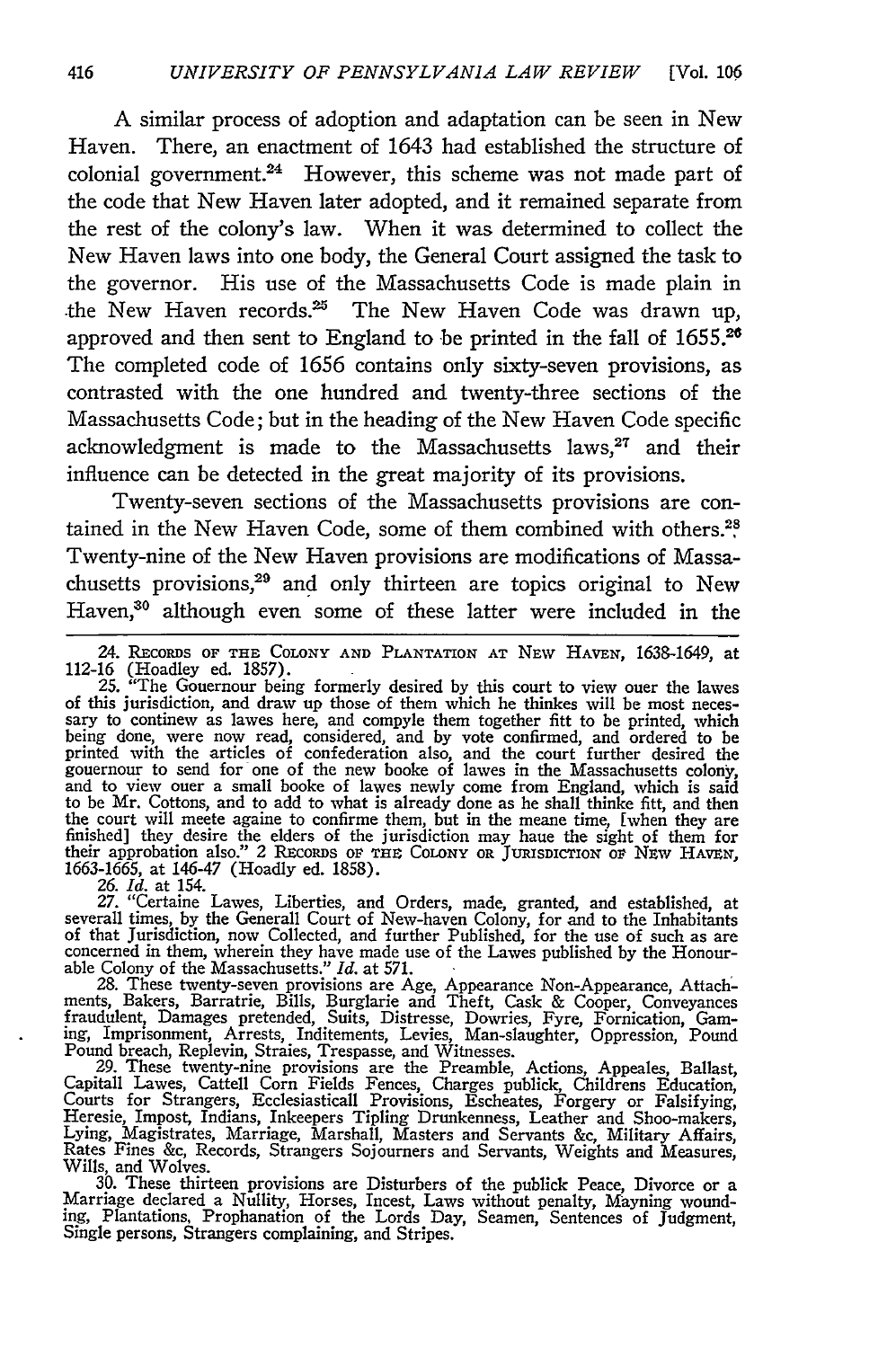A similar process of adoption and adaptation can be seen in New Haven. There, an enactment of 1643 had established the structure of colonial government.[24] However, this scheme was not made part of the code that New Haven later adopted, and it remained separate from the rest of the colony's law. When it was determined to collect the New Haven laws into one body, the General Court assigned the task to the governor. His use of the Massachusetts Code is made plain in the New Haven records.[25] The New Haven Code was drawn up, approved and then sent to England to be printed in the fall of 1655.[26] The completed code of 1656 contains only sixty-seven provisions, as contrasted with the one hundred and twenty-three sections of the Massachusetts Code; but in the heading of the New Haven Code specific acknowledgment is made to the Massachusetts laws,[27] and their influence can be detected in the great majority of its provisions.

Twenty-seven sections of the Massachusetts provisions are contained in the New Haven Code, some of them combined with others.[28] Twenty-nine of the New Haven provisions are modifications of Massachusetts provisions,[29] and only thirteen are topics original to New Haven,[30] although even some of these latter were included in the

---

24. RECORDS OF THE COLONY AND PLANTATION AT NEW HAVEN, 1638-1649, at 112-16 (Hoadley ed. 1857).

25. "The Gouernour being formerly desired by this court to view ouer the lawes of this jurisdiction, and draw up those of them which he thinkes will be most necessary to continew as lawes here, and compyle them together fitt to be printed, which being done, were now read, considered, and by vote confirmed, and ordered to be printed with the articles of confederation also, and the court further desired the gouernour to send for one of the new booke of lawes in the Massachusetts colony, and to view ouer a small booke of lawes newly come from England, which is said to be Mr. Cottons, and to add to what is already done as he shall thinke fitt, and then the court will meete againe to confirme them, but in the meane time, [when they are finished] they desire the elders of the jurisdiction may haue the sight of them for their approbation also." 2 RECORDS OF THE COLONY OR JURISDICTION OF NEW HAVEN, 1663-1665, at 146-47 (Hoadly ed. 1858).

26. *Id.* at 154.

27. "Certaine Lawes, Liberties, and Orders, made, granted, and established, at severall times, by the Generall Court of New-haven Colony, for and to the Inhabitants of that Jurisdiction, now Collected, and further Published, for the use of such as are concerned in them, wherein they have made use of the Lawes published by the Honourable Colony of the Massachusetts." *Id.* at 571.

28. These twenty-seven provisions are Age, Appearance Non-Appearance, Attachments, Bakers, Barratrie, Bills, Burglarie and Theft, Cask & Cooper, Conveyances fraudulent, Damages pretended, Suits, Distresse, Dowries, Fyre, Fornication, Gaming, Imprisonment, Arrests, Inditements, Levies, Man-slaughter, Oppression, Pound Pound breach, Replevin, Straies, Trespasse, and Witnesses.

29. These twenty-nine provisions are the Preamble, Actions, Appeales, Ballast, Capitall Lawes, Cattell Corn Fields Fences, Charges publick, Childrens Education, Courts for Strangers, Ecclesiasticall Provisions, Escheates, Forgery or Falsifying, Heresie, Impost, Indians, Inkeepers Tipling Drunkenness, Leather and Shoo-makers, Lying, Magistrates, Marriage, Marshall, Masters and Servants &c, Military Affairs, Rates Fines &c, Records, Strangers Sojourners and Servants, Weights and Measures, Wills, and Wolves.

30. These thirteen provisions are Disturbers of the publick Peace, Divorce or a Marriage declared a Nullity, Horses, Incest, Laws without penalty, Mayning wounding, Plantations, Prophanation of the Lords Day, Seamen, Sentences of Judgment, Single persons, Strangers complaining, and Stripes.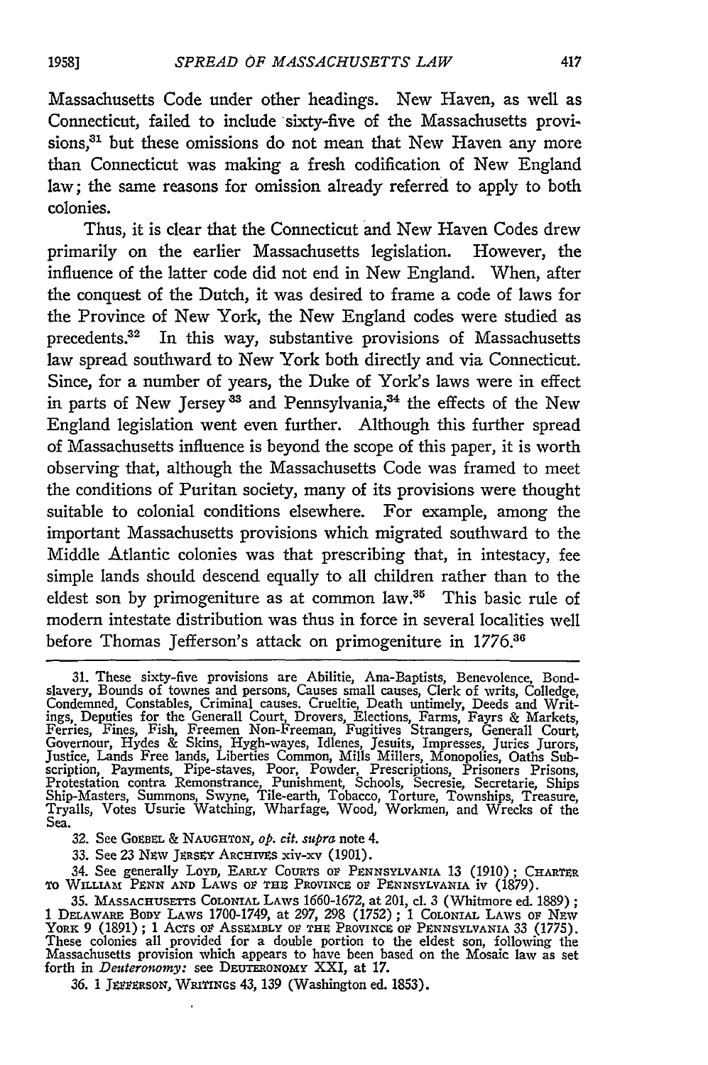Massachusetts Code under other headings. New Haven, as well as Connecticut, failed to include sixty-five of the Massachusetts provisions,[31] but these omissions do not mean that New Haven any more than Connecticut was making a fresh codification of New England law; the same reasons for omission already referred to apply to both colonies.

Thus, it is clear that the Connecticut and New Haven Codes drew primarily on the earlier Massachusetts legislation. However, the influence of the latter code did not end in New England. When, after the conquest of the Dutch, it was desired to frame a code of laws for the Province of New York, the New England codes were studied as precedents.[32] In this way, substantive provisions of Massachusetts law spread southward to New York both directly and via Connecticut. Since, for a number of years, the Duke of York's laws were in effect in parts of New Jersey[33] and Pennsylvania,[34] the effects of the New England legislation went even further. Although this further spread of Massachusetts influence is beyond the scope of this paper, it is worth observing that, although the Massachusetts Code was framed to meet the conditions of Puritan society, many of its provisions were thought suitable to colonial conditions elsewhere. For example, among the important Massachusetts provisions which migrated southward to the Middle Atlantic colonies was that prescribing that, in intestacy, fee simple lands should descend equally to all children rather than to the eldest son by primogeniture as at common law.[35] This basic rule of modern intestate distribution was thus in force in several localities well before Thomas Jefferson's attack on primogeniture in 1776.[36]

---

31. These sixty-five provisions are Abilitie, Ana-Baptists, Benevolence, Bond-slavery, Bounds of townes and persons, Causes small causes, Clerk of writs, Colledge, Condemned, Constables, Criminal causes, Crueltie, Death untimely, Deeds and Writings, Deputies for the Generall Court, Drovers, Elections, Farms, Fayrs & Markets, Ferries, Fines, Fish, Freemen Non-Freeman, Fugitives Strangers, Generall Court, Governour, Hydes & Skins, Hygh-wayes, Idlenes, Jesuits, Impresses, Juries Jurors, Justice, Lands Free lands, Liberties Common, Mills Millers, Monopolies, Oaths Subscription, Payments, Pipe-staves, Poor, Powder, Prescriptions, Prisoners Prisons, Protestation contra Remonstrance, Punishment, Schools, Secresie, Secretarie, Ships Ship-Masters, Summons, Swyne, Tile-earth, Torture, Townships, Treasure, Tryalls, Votes Usurie Watching, Wharfage, Wood, Workmen, and Wrecks of the Sea.

32. See GOEBEL & NAUGHTON, *op. cit. supra* note 4.

33. See 23 NEW JERSEY ARCHIVES xiv-xv (1901).

34. See generally LOYD, EARLY COURTS OF PENNSYLVANIA 13 (1910); CHARTER TO WILLIAM PENN AND LAWS OF THE PROVINCE OF PENNSYLVANIA iv (1879).

35. MASSACHUSETTS COLONIAL LAWS 1660-1672, at 201, cl. 3 (Whitmore ed. 1889); 1 DELAWARE BODY LAWS 1700-1749, at 297, 298 (1752); 1 COLONIAL LAWS OF NEW YORK 9 (1891); 1 ACTS OF ASSEMBLY OF THE PROVINCE OF PENNSYLVANIA 33 (1775). These colonies all provided for a double portion to the eldest son, following the Massachusetts provision which appears to have been based on the Mosaic law as set forth in *Deuteronomy*: see DEUTERONOMY XXI, at 17.

36. 1 JEFFERSON, WRITINGS 43, 139 (Washington ed. 1853).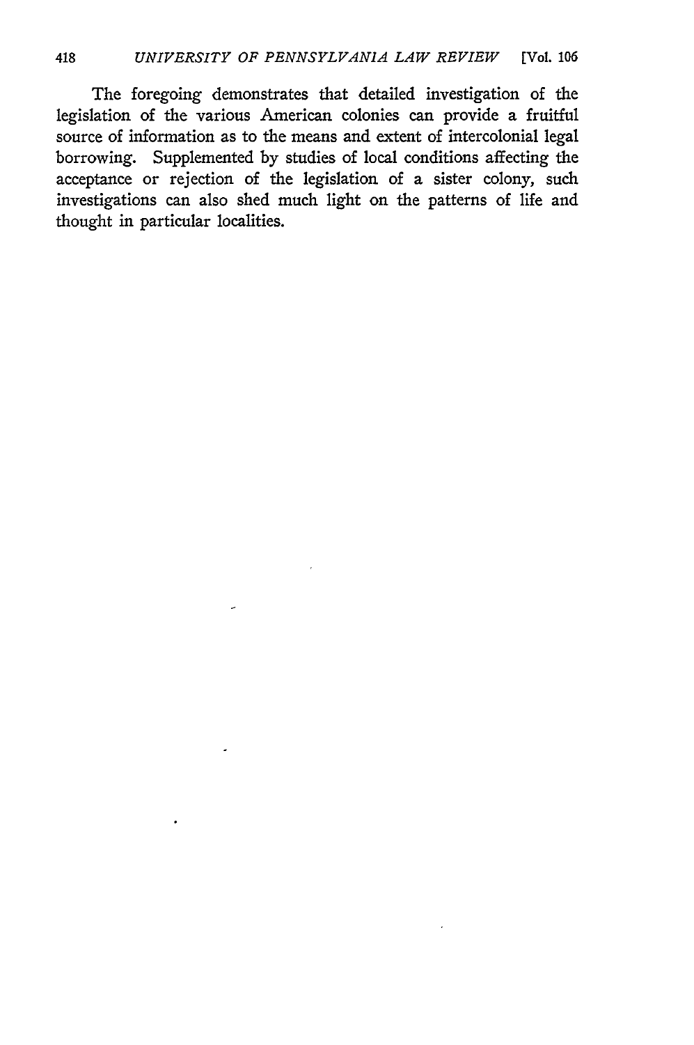The foregoing demonstrates that detailed investigation of the legislation of the various American colonies can provide a fruitful source of information as to the means and extent of intercolonial legal borrowing. Supplemented by studies of local conditions affecting the acceptance or rejection of the legislation of a sister colony, such investigations can also shed much light on the patterns of life and thought in particular localities.